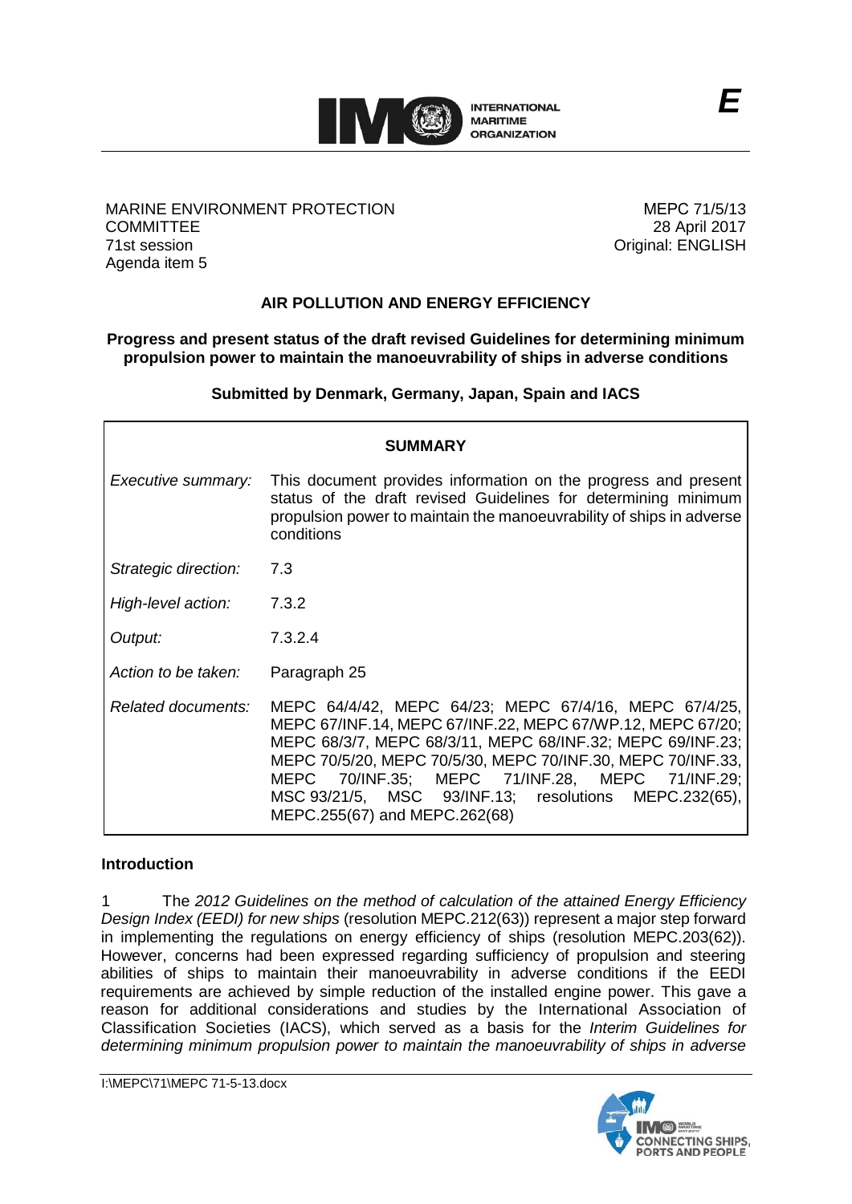E

MARINE ENVIRONMENT PROTECTION COMMITTEE
71st session
Agenda item 5

MEPC 71/5/13
28 April 2017
Original: ENGLISH

# AIR POLLUTION AND ENERGY EFFICIENCY

## Progress and present status of the draft revised Guidelines for determining minimum propulsion power to maintain the manoeuvrability of ships in adverse conditions

**Submitted by Denmark, Germany, Japan, Spain and IACS**

| **SUMMARY** | |
|---|---|
| *Executive summary:* | This document provides information on the progress and present status of the draft revised Guidelines for determining minimum propulsion power to maintain the manoeuvrability of ships in adverse conditions |
| *Strategic direction:* | 7.3 |
| *High-level action:* | 7.3.2 |
| *Output:* | 7.3.2.4 |
| *Action to be taken:* | Paragraph 25 |
| *Related documents:* | MEPC 64/4/42, MEPC 64/23; MEPC 67/4/16, MEPC 67/4/25, MEPC 67/INF.14, MEPC 67/INF.22, MEPC 67/WP.12, MEPC 67/20; MEPC 68/3/7, MEPC 68/3/11, MEPC 68/INF.32; MEPC 69/INF.23; MEPC 70/5/20, MEPC 70/5/30, MEPC 70/INF.30, MEPC 70/INF.33, MEPC 70/INF.35; MEPC 71/INF.28, MEPC 71/INF.29; MSC 93/21/5, MSC 93/INF.13; resolutions MEPC.232(65), MEPC.255(67) and MEPC.262(68) |

### Introduction

1 The *2012 Guidelines on the method of calculation of the attained Energy Efficiency Design Index (EEDI) for new ships* (resolution MEPC.212(63)) represent a major step forward in implementing the regulations on energy efficiency of ships (resolution MEPC.203(62)). However, concerns had been expressed regarding sufficiency of propulsion and steering abilities of ships to maintain their manoeuvrability in adverse conditions if the EEDI requirements are achieved by simple reduction of the installed engine power. This gave a reason for additional considerations and studies by the International Association of Classification Societies (IACS), which served as a basis for the *Interim Guidelines for determining minimum propulsion power to maintain the manoeuvrability of ships in adverse*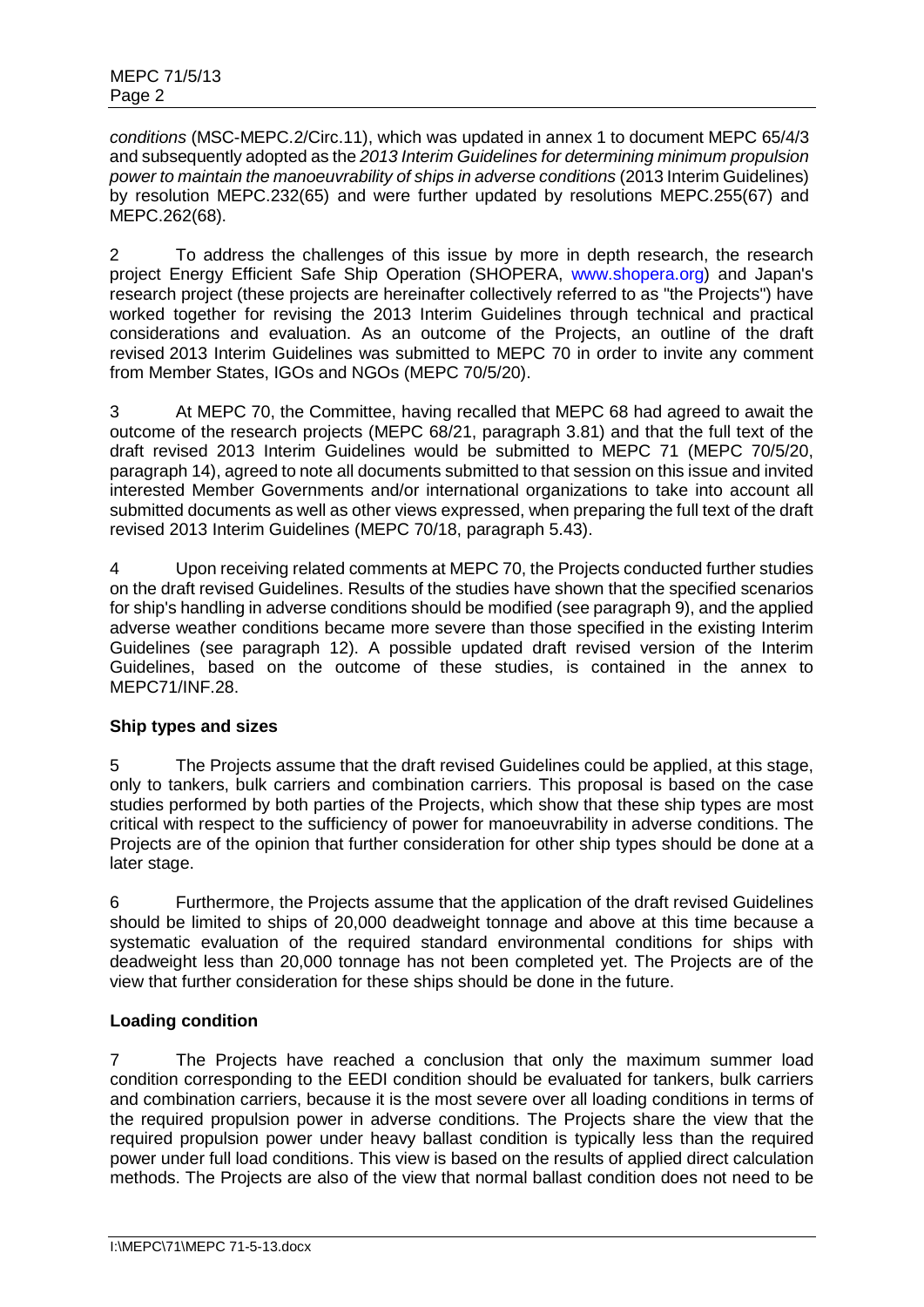*conditions* (MSC-MEPC.2/Circ.11), which was updated in annex 1 to document MEPC 65/4/3 and subsequently adopted as the *2013 Interim Guidelines for determining minimum propulsion power to maintain the manoeuvrability of ships in adverse conditions* (2013 Interim Guidelines) by resolution MEPC.232(65) and were further updated by resolutions MEPC.255(67) and MEPC.262(68).

2 To address the challenges of this issue by more in depth research, the research project Energy Efficient Safe Ship Operation (SHOPERA, www.shopera.org) and Japan's research project (these projects are hereinafter collectively referred to as "the Projects") have worked together for revising the 2013 Interim Guidelines through technical and practical considerations and evaluation. As an outcome of the Projects, an outline of the draft revised 2013 Interim Guidelines was submitted to MEPC 70 in order to invite any comment from Member States, IGOs and NGOs (MEPC 70/5/20).

3 At MEPC 70, the Committee, having recalled that MEPC 68 had agreed to await the outcome of the research projects (MEPC 68/21, paragraph 3.81) and that the full text of the draft revised 2013 Interim Guidelines would be submitted to MEPC 71 (MEPC 70/5/20, paragraph 14), agreed to note all documents submitted to that session on this issue and invited interested Member Governments and/or international organizations to take into account all submitted documents as well as other views expressed, when preparing the full text of the draft revised 2013 Interim Guidelines (MEPC 70/18, paragraph 5.43).

4 Upon receiving related comments at MEPC 70, the Projects conducted further studies on the draft revised Guidelines. Results of the studies have shown that the specified scenarios for ship's handling in adverse conditions should be modified (see paragraph 9), and the applied adverse weather conditions became more severe than those specified in the existing Interim Guidelines (see paragraph 12). A possible updated draft revised version of the Interim Guidelines, based on the outcome of these studies, is contained in the annex to MEPC71/INF.28.

**Ship types and sizes**

5 The Projects assume that the draft revised Guidelines could be applied, at this stage, only to tankers, bulk carriers and combination carriers. This proposal is based on the case studies performed by both parties of the Projects, which show that these ship types are most critical with respect to the sufficiency of power for manoeuvrability in adverse conditions. The Projects are of the opinion that further consideration for other ship types should be done at a later stage.

6 Furthermore, the Projects assume that the application of the draft revised Guidelines should be limited to ships of 20,000 deadweight tonnage and above at this time because a systematic evaluation of the required standard environmental conditions for ships with deadweight less than 20,000 tonnage has not been completed yet. The Projects are of the view that further consideration for these ships should be done in the future.

**Loading condition**

7 The Projects have reached a conclusion that only the maximum summer load condition corresponding to the EEDI condition should be evaluated for tankers, bulk carriers and combination carriers, because it is the most severe over all loading conditions in terms of the required propulsion power in adverse conditions. The Projects share the view that the required propulsion power under heavy ballast condition is typically less than the required power under full load conditions. This view is based on the results of applied direct calculation methods. The Projects are also of the view that normal ballast condition does not need to be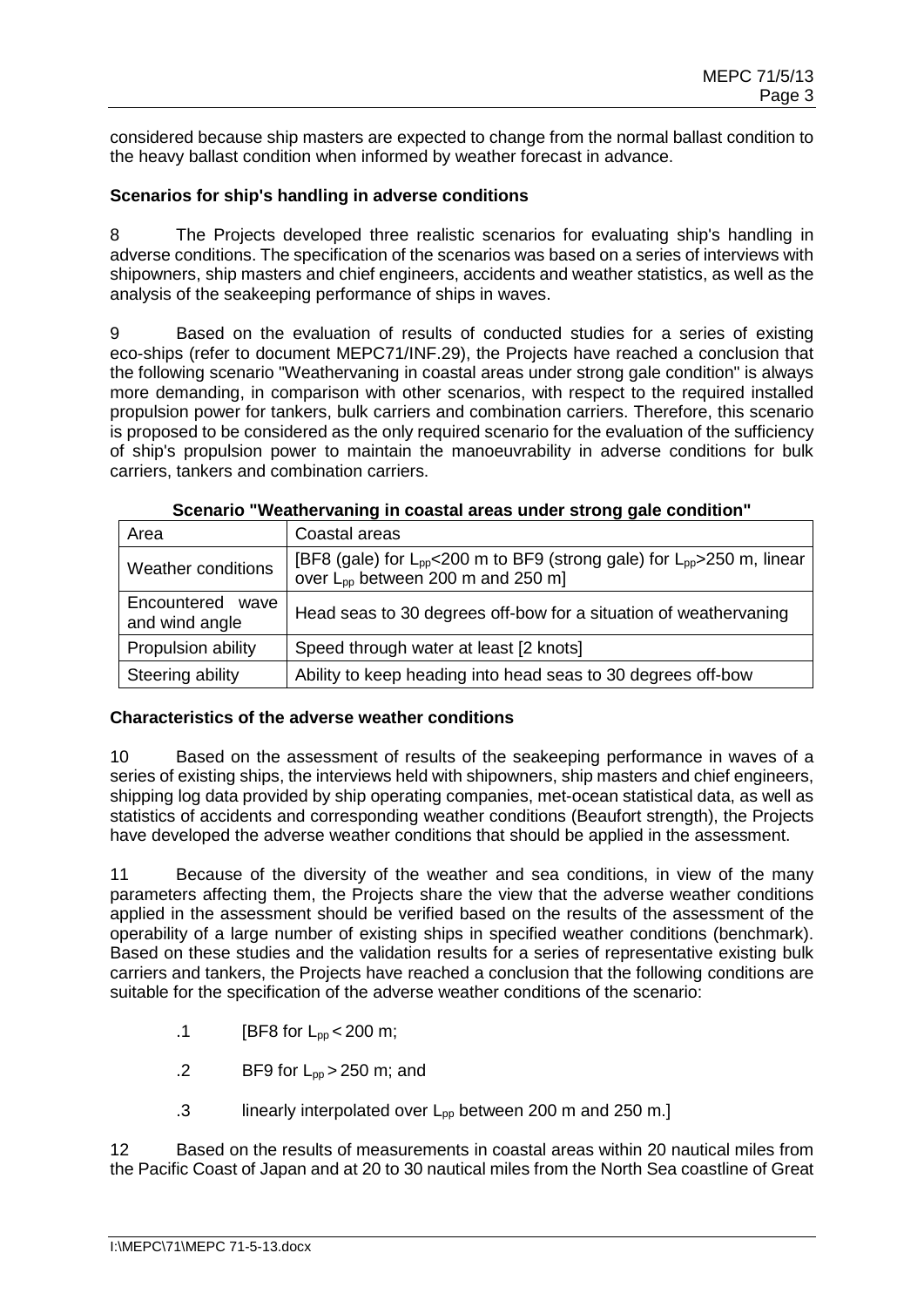considered because ship masters are expected to change from the normal ballast condition to the heavy ballast condition when informed by weather forecast in advance.

**Scenarios for ship's handling in adverse conditions**

8 The Projects developed three realistic scenarios for evaluating ship's handling in adverse conditions. The specification of the scenarios was based on a series of interviews with shipowners, ship masters and chief engineers, accidents and weather statistics, as well as the analysis of the seakeeping performance of ships in waves.

9 Based on the evaluation of results of conducted studies for a series of existing eco-ships (refer to document MEPC71/INF.29), the Projects have reached a conclusion that the following scenario "Weathervaning in coastal areas under strong gale condition" is always more demanding, in comparison with other scenarios, with respect to the required installed propulsion power for tankers, bulk carriers and combination carriers. Therefore, this scenario is proposed to be considered as the only required scenario for the evaluation of the sufficiency of ship's propulsion power to maintain the manoeuvrability in adverse conditions for bulk carriers, tankers and combination carriers.

**Scenario "Weathervaning in coastal areas under strong gale condition"**

| Area | Coastal areas |
|---|---|
| Weather conditions | [BF8 (gale) for $L_{pp}$<200 m to BF9 (strong gale) for $L_{pp}$>250 m, linear over $L_{pp}$ between 200 m and 250 m] |
| Encountered wave and wind angle | Head seas to 30 degrees off-bow for a situation of weathervaning |
| Propulsion ability | Speed through water at least [2 knots] |
| Steering ability | Ability to keep heading into head seas to 30 degrees off-bow |

**Characteristics of the adverse weather conditions**

10 Based on the assessment of results of the seakeeping performance in waves of a series of existing ships, the interviews held with shipowners, ship masters and chief engineers, shipping log data provided by ship operating companies, met-ocean statistical data, as well as statistics of accidents and corresponding weather conditions (Beaufort strength), the Projects have developed the adverse weather conditions that should be applied in the assessment.

11 Because of the diversity of the weather and sea conditions, in view of the many parameters affecting them, the Projects share the view that the adverse weather conditions applied in the assessment should be verified based on the results of the assessment of the operability of a large number of existing ships in specified weather conditions (benchmark). Based on these studies and the validation results for a series of representative existing bulk carriers and tankers, the Projects have reached a conclusion that the following conditions are suitable for the specification of the adverse weather conditions of the scenario:

.1 [BF8 for $L_{pp}$ < 200 m;

.2 BF9 for $L_{pp}$ > 250 m; and

.3 linearly interpolated over $L_{pp}$ between 200 m and 250 m.]

12 Based on the results of measurements in coastal areas within 20 nautical miles from the Pacific Coast of Japan and at 20 to 30 nautical miles from the North Sea coastline of Great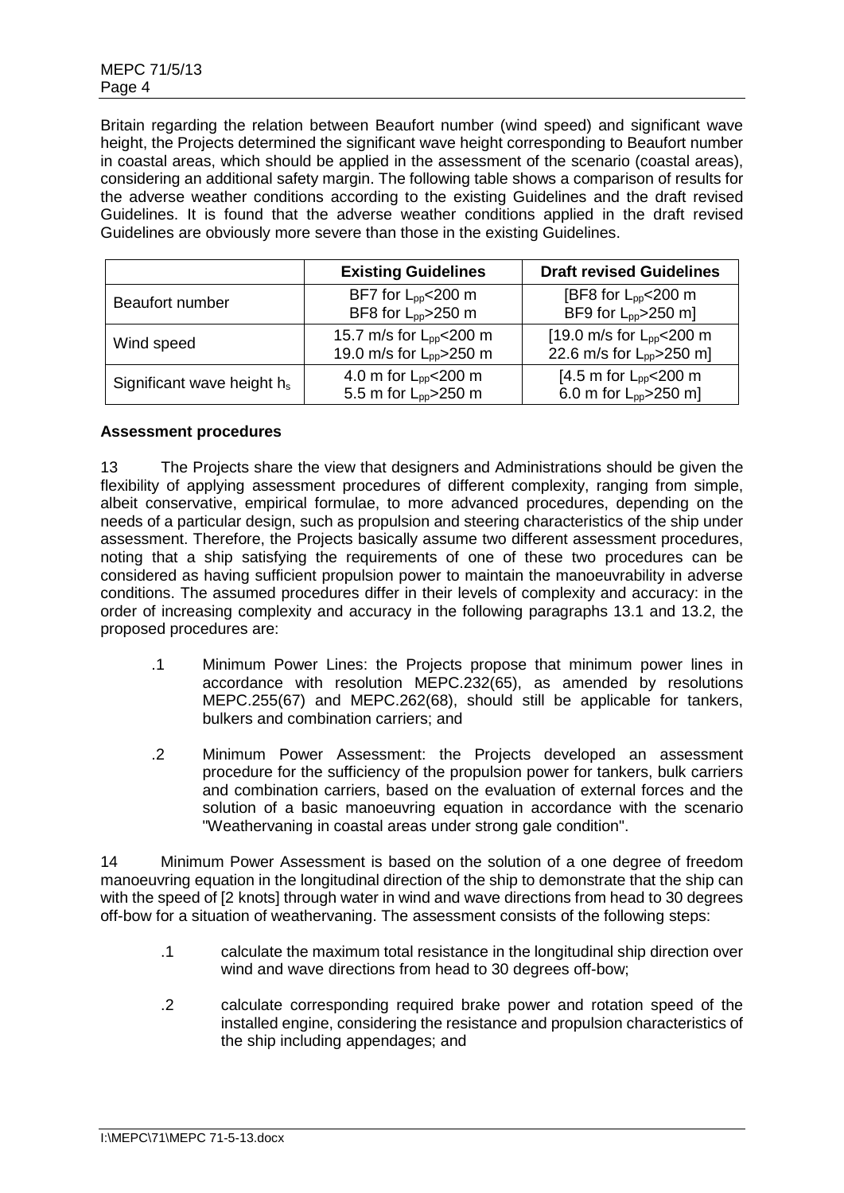Britain regarding the relation between Beaufort number (wind speed) and significant wave height, the Projects determined the significant wave height corresponding to Beaufort number in coastal areas, which should be applied in the assessment of the scenario (coastal areas), considering an additional safety margin. The following table shows a comparison of results for the adverse weather conditions according to the existing Guidelines and the draft revised Guidelines. It is found that the adverse weather conditions applied in the draft revised Guidelines are obviously more severe than those in the existing Guidelines.

| | **Existing Guidelines** | **Draft revised Guidelines** |
|---|---|---|
| Beaufort number | BF7 for $L_{pp}$<200 m<br>BF8 for $L_{pp}$>250 m | [BF8 for $L_{pp}$<200 m<br>BF9 for $L_{pp}$>250 m] |
| Wind speed | 15.7 m/s for $L_{pp}$<200 m<br>19.0 m/s for $L_{pp}$>250 m | [19.0 m/s for $L_{pp}$<200 m<br>22.6 m/s for $L_{pp}$>250 m] |
| Significant wave height $h_s$ | 4.0 m for $L_{pp}$<200 m<br>5.5 m for $L_{pp}$>250 m | [4.5 m for $L_{pp}$<200 m<br>6.0 m for $L_{pp}$>250 m] |

**Assessment procedures**

13 The Projects share the view that designers and Administrations should be given the flexibility of applying assessment procedures of different complexity, ranging from simple, albeit conservative, empirical formulae, to more advanced procedures, depending on the needs of a particular design, such as propulsion and steering characteristics of the ship under assessment. Therefore, the Projects basically assume two different assessment procedures, noting that a ship satisfying the requirements of one of these two procedures can be considered as having sufficient propulsion power to maintain the manoeuvrability in adverse conditions. The assumed procedures differ in their levels of complexity and accuracy: in the order of increasing complexity and accuracy in the following paragraphs 13.1 and 13.2, the proposed procedures are:

.1 Minimum Power Lines: the Projects propose that minimum power lines in accordance with resolution MEPC.232(65), as amended by resolutions MEPC.255(67) and MEPC.262(68), should still be applicable for tankers, bulkers and combination carriers; and

.2 Minimum Power Assessment: the Projects developed an assessment procedure for the sufficiency of the propulsion power for tankers, bulk carriers and combination carriers, based on the evaluation of external forces and the solution of a basic manoeuvring equation in accordance with the scenario "Weathervaning in coastal areas under strong gale condition".

14 Minimum Power Assessment is based on the solution of a one degree of freedom manoeuvring equation in the longitudinal direction of the ship to demonstrate that the ship can with the speed of [2 knots] through water in wind and wave directions from head to 30 degrees off-bow for a situation of weathervaning. The assessment consists of the following steps:

.1 calculate the maximum total resistance in the longitudinal ship direction over wind and wave directions from head to 30 degrees off-bow;

.2 calculate corresponding required brake power and rotation speed of the installed engine, considering the resistance and propulsion characteristics of the ship including appendages; and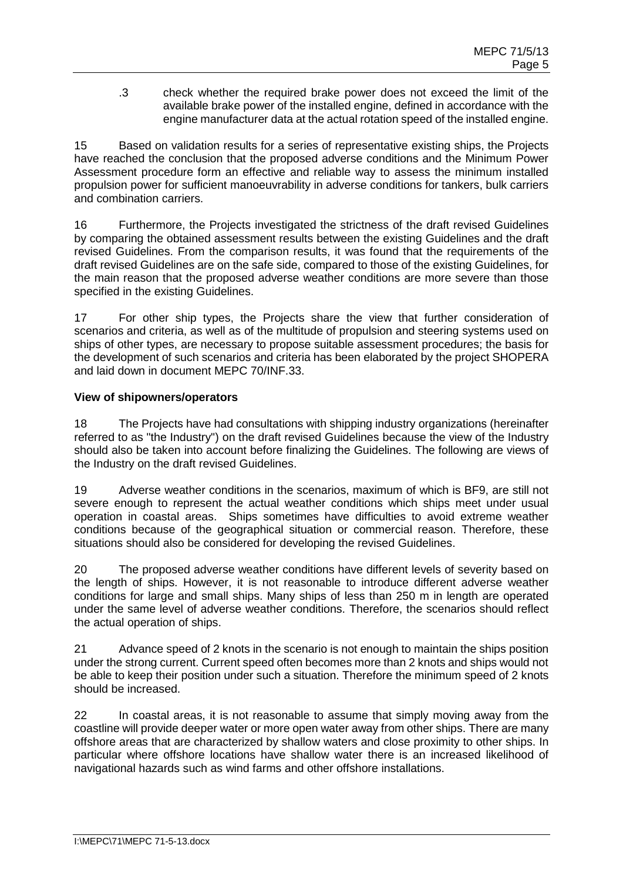.3 check whether the required brake power does not exceed the limit of the available brake power of the installed engine, defined in accordance with the engine manufacturer data at the actual rotation speed of the installed engine.

15 Based on validation results for a series of representative existing ships, the Projects have reached the conclusion that the proposed adverse conditions and the Minimum Power Assessment procedure form an effective and reliable way to assess the minimum installed propulsion power for sufficient manoeuvrability in adverse conditions for tankers, bulk carriers and combination carriers.

16 Furthermore, the Projects investigated the strictness of the draft revised Guidelines by comparing the obtained assessment results between the existing Guidelines and the draft revised Guidelines. From the comparison results, it was found that the requirements of the draft revised Guidelines are on the safe side, compared to those of the existing Guidelines, for the main reason that the proposed adverse weather conditions are more severe than those specified in the existing Guidelines.

17 For other ship types, the Projects share the view that further consideration of scenarios and criteria, as well as of the multitude of propulsion and steering systems used on ships of other types, are necessary to propose suitable assessment procedures; the basis for the development of such scenarios and criteria has been elaborated by the project SHOPERA and laid down in document MEPC 70/INF.33.

**View of shipowners/operators**

18 The Projects have had consultations with shipping industry organizations (hereinafter referred to as "the Industry") on the draft revised Guidelines because the view of the Industry should also be taken into account before finalizing the Guidelines. The following are views of the Industry on the draft revised Guidelines.

19 Adverse weather conditions in the scenarios, maximum of which is BF9, are still not severe enough to represent the actual weather conditions which ships meet under usual operation in coastal areas. Ships sometimes have difficulties to avoid extreme weather conditions because of the geographical situation or commercial reason. Therefore, these situations should also be considered for developing the revised Guidelines.

20 The proposed adverse weather conditions have different levels of severity based on the length of ships. However, it is not reasonable to introduce different adverse weather conditions for large and small ships. Many ships of less than 250 m in length are operated under the same level of adverse weather conditions. Therefore, the scenarios should reflect the actual operation of ships.

21 Advance speed of 2 knots in the scenario is not enough to maintain the ships position under the strong current. Current speed often becomes more than 2 knots and ships would not be able to keep their position under such a situation. Therefore the minimum speed of 2 knots should be increased.

22 In coastal areas, it is not reasonable to assume that simply moving away from the coastline will provide deeper water or more open water away from other ships. There are many offshore areas that are characterized by shallow waters and close proximity to other ships. In particular where offshore locations have shallow water there is an increased likelihood of navigational hazards such as wind farms and other offshore installations.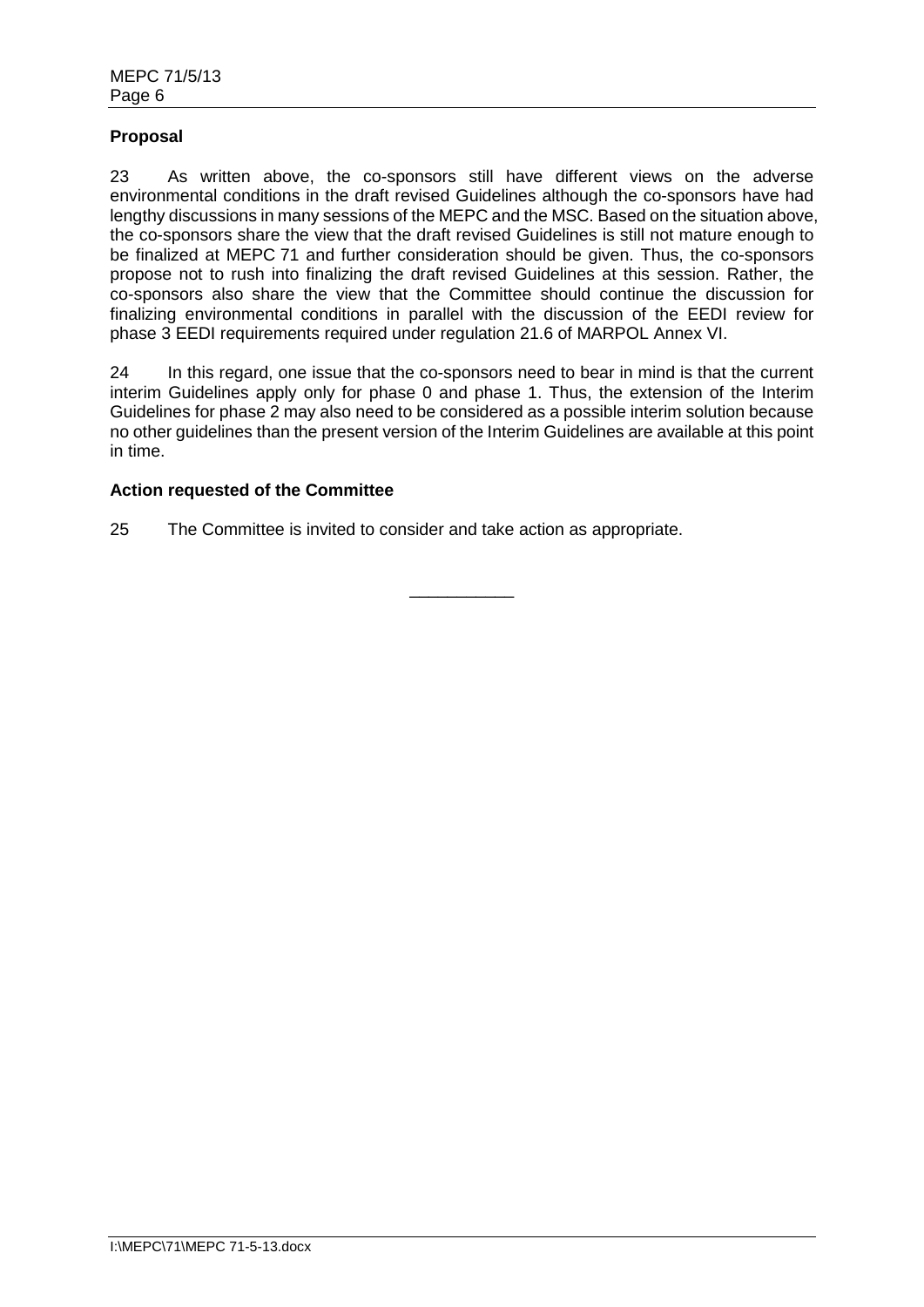**Proposal**

23 As written above, the co-sponsors still have different views on the adverse environmental conditions in the draft revised Guidelines although the co-sponsors have had lengthy discussions in many sessions of the MEPC and the MSC. Based on the situation above, the co-sponsors share the view that the draft revised Guidelines is still not mature enough to be finalized at MEPC 71 and further consideration should be given. Thus, the co-sponsors propose not to rush into finalizing the draft revised Guidelines at this session. Rather, the co-sponsors also share the view that the Committee should continue the discussion for finalizing environmental conditions in parallel with the discussion of the EEDI review for phase 3 EEDI requirements required under regulation 21.6 of MARPOL Annex VI.

24 In this regard, one issue that the co-sponsors need to bear in mind is that the current interim Guidelines apply only for phase 0 and phase 1. Thus, the extension of the Interim Guidelines for phase 2 may also need to be considered as a possible interim solution because no other guidelines than the present version of the Interim Guidelines are available at this point in time.

**Action requested of the Committee**

25 The Committee is invited to consider and take action as appropriate.

\_\_\_\_\_\_\_\_\_\_\_